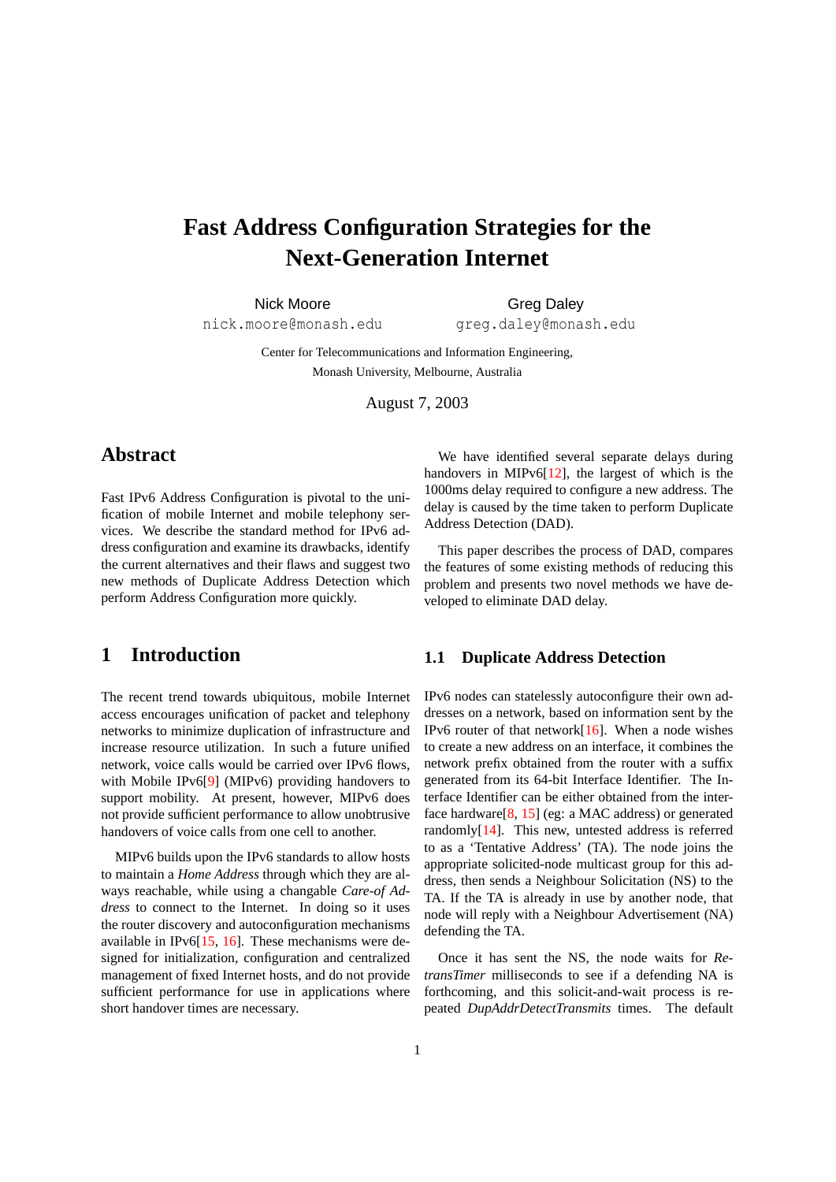# Fast Address Configuration Strategies for the Next-Generation Internet

Nick Moore
nick.moore@monash.edu

Greg Daley
greg.daley@monash.edu

Center for Telecommunications and Information Engineering,
Monash University, Melbourne, Australia

August 7, 2003

## Abstract

Fast IPv6 Address Configuration is pivotal to the unification of mobile Internet and mobile telephony services. We describe the standard method for IPv6 address configuration and examine its drawbacks, identify the current alternatives and their flaws and suggest two new methods of Duplicate Address Detection which perform Address Configuration more quickly.

## 1 Introduction

The recent trend towards ubiquitous, mobile Internet access encourages unification of packet and telephony networks to minimize duplication of infrastructure and increase resource utilization. In such a future unified network, voice calls would be carried over IPv6 flows, with Mobile IPv6[9] (MIPv6) providing handovers to support mobility. At present, however, MIPv6 does not provide sufficient performance to allow unobtrusive handovers of voice calls from one cell to another.

MIPv6 builds upon the IPv6 standards to allow hosts to maintain a *Home Address* through which they are always reachable, while using a changable *Care-of Address* to connect to the Internet. In doing so it uses the router discovery and autoconfiguration mechanisms available in IPv6[15, 16]. These mechanisms were designed for initialization, configuration and centralized management of fixed Internet hosts, and do not provide sufficient performance for use in applications where short handover times are necessary.

We have identified several separate delays during handovers in MIPv6[12], the largest of which is the 1000ms delay required to configure a new address. The delay is caused by the time taken to perform Duplicate Address Detection (DAD).

This paper describes the process of DAD, compares the features of some existing methods of reducing this problem and presents two novel methods we have developed to eliminate DAD delay.

### 1.1 Duplicate Address Detection

IPv6 nodes can statelessly autoconfigure their own addresses on a network, based on information sent by the IPv6 router of that network[16]. When a node wishes to create a new address on an interface, it combines the network prefix obtained from the router with a suffix generated from its 64-bit Interface Identifier. The Interface Identifier can be either obtained from the interface hardware[8, 15] (eg: a MAC address) or generated randomly[14]. This new, untested address is referred to as a 'Tentative Address' (TA). The node joins the appropriate solicited-node multicast group for this address, then sends a Neighbour Solicitation (NS) to the TA. If the TA is already in use by another node, that node will reply with a Neighbour Advertisement (NA) defending the TA.

Once it has sent the NS, the node waits for *RetransTimer* milliseconds to see if a defending NA is forthcoming, and this solicit-and-wait process is repeated *DupAddrDetectTransmits* times. The default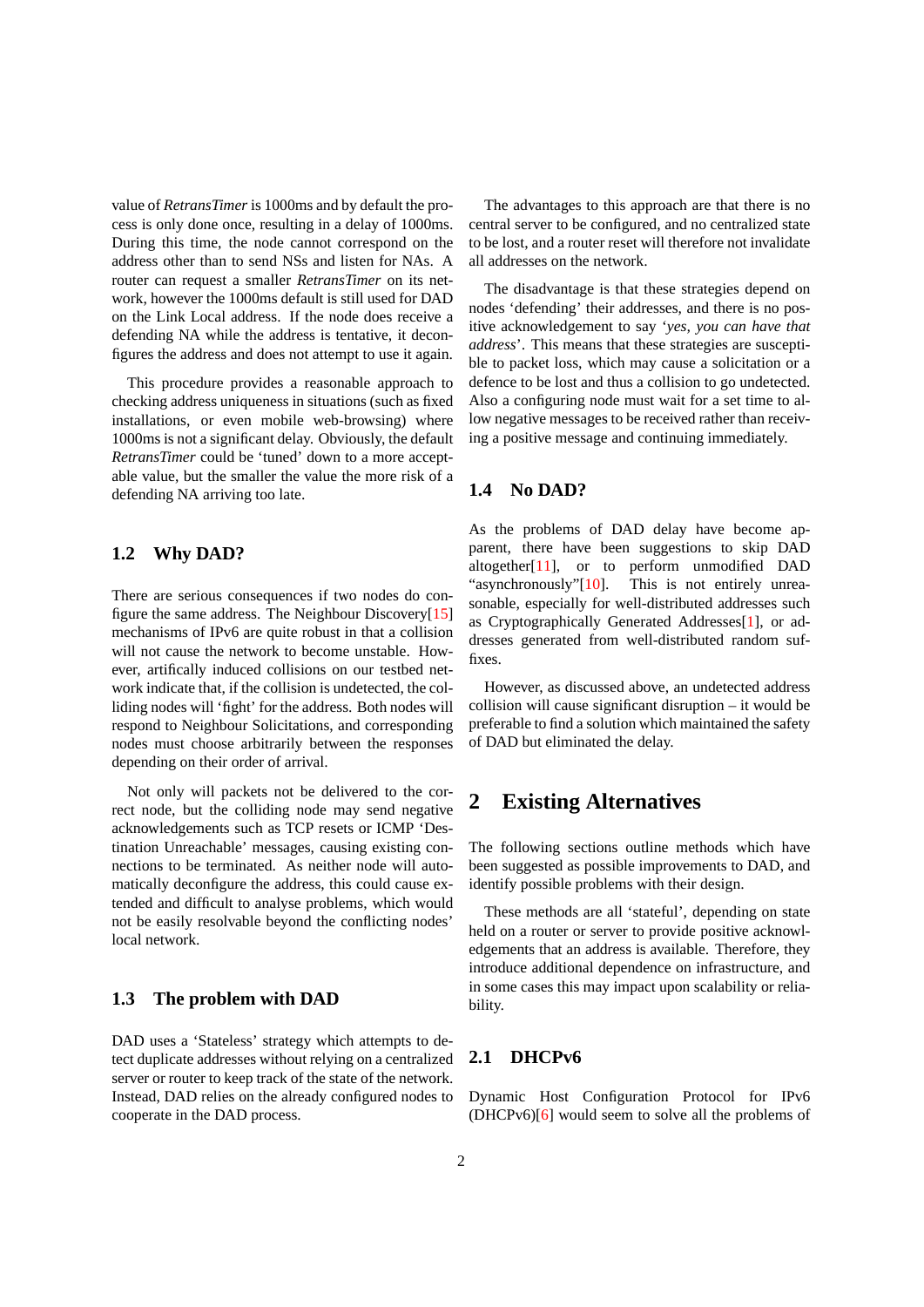value of *RetransTimer* is 1000ms and by default the process is only done once, resulting in a delay of 1000ms. During this time, the node cannot correspond on the address other than to send NSs and listen for NAs. A router can request a smaller *RetransTimer* on its network, however the 1000ms default is still used for DAD on the Link Local address. If the node does receive a defending NA while the address is tentative, it deconfigures the address and does not attempt to use it again.

This procedure provides a reasonable approach to checking address uniqueness in situations (such as fixed installations, or even mobile web-browsing) where 1000ms is not a significant delay. Obviously, the default *RetransTimer* could be 'tuned' down to a more acceptable value, but the smaller the value the more risk of a defending NA arriving too late.

### 1.2 Why DAD?

There are serious consequences if two nodes do configure the same address. The Neighbour Discovery[15] mechanisms of IPv6 are quite robust in that a collision will not cause the network to become unstable. However, artifically induced collisions on our testbed network indicate that, if the collision is undetected, the colliding nodes will 'fight' for the address. Both nodes will respond to Neighbour Solicitations, and corresponding nodes must choose arbitrarily between the responses depending on their order of arrival.

Not only will packets not be delivered to the correct node, but the colliding node may send negative acknowledgements such as TCP resets or ICMP 'Destination Unreachable' messages, causing existing connections to be terminated. As neither node will automatically deconfigure the address, this could cause extended and difficult to analyse problems, which would not be easily resolvable beyond the conflicting nodes' local network.

### 1.3 The problem with DAD

DAD uses a 'Stateless' strategy which attempts to detect duplicate addresses without relying on a centralized server or router to keep track of the state of the network. Instead, DAD relies on the already configured nodes to cooperate in the DAD process.

The advantages to this approach are that there is no central server to be configured, and no centralized state to be lost, and a router reset will therefore not invalidate all addresses on the network.

The disadvantage is that these strategies depend on nodes 'defending' their addresses, and there is no positive acknowledgement to say '*yes, you can have that address*'. This means that these strategies are susceptible to packet loss, which may cause a solicitation or a defence to be lost and thus a collision to go undetected. Also a configuring node must wait for a set time to allow negative messages to be received rather than receiving a positive message and continuing immediately.

### 1.4 No DAD?

As the problems of DAD delay have become apparent, there have been suggestions to skip DAD altogether[11], or to perform unmodified DAD "asynchronously"[10]. This is not entirely unreasonable, especially for well-distributed addresses such as Cryptographically Generated Addresses[1], or addresses generated from well-distributed random suffixes.

However, as discussed above, an undetected address collision will cause significant disruption – it would be preferable to find a solution which maintained the safety of DAD but eliminated the delay.

## 2 Existing Alternatives

The following sections outline methods which have been suggested as possible improvements to DAD, and identify possible problems with their design.

These methods are all 'stateful', depending on state held on a router or server to provide positive acknowledgements that an address is available. Therefore, they introduce additional dependence on infrastructure, and in some cases this may impact upon scalability or reliability.

### 2.1 DHCPv6

Dynamic Host Configuration Protocol for IPv6 (DHCPv6)[6] would seem to solve all the problems of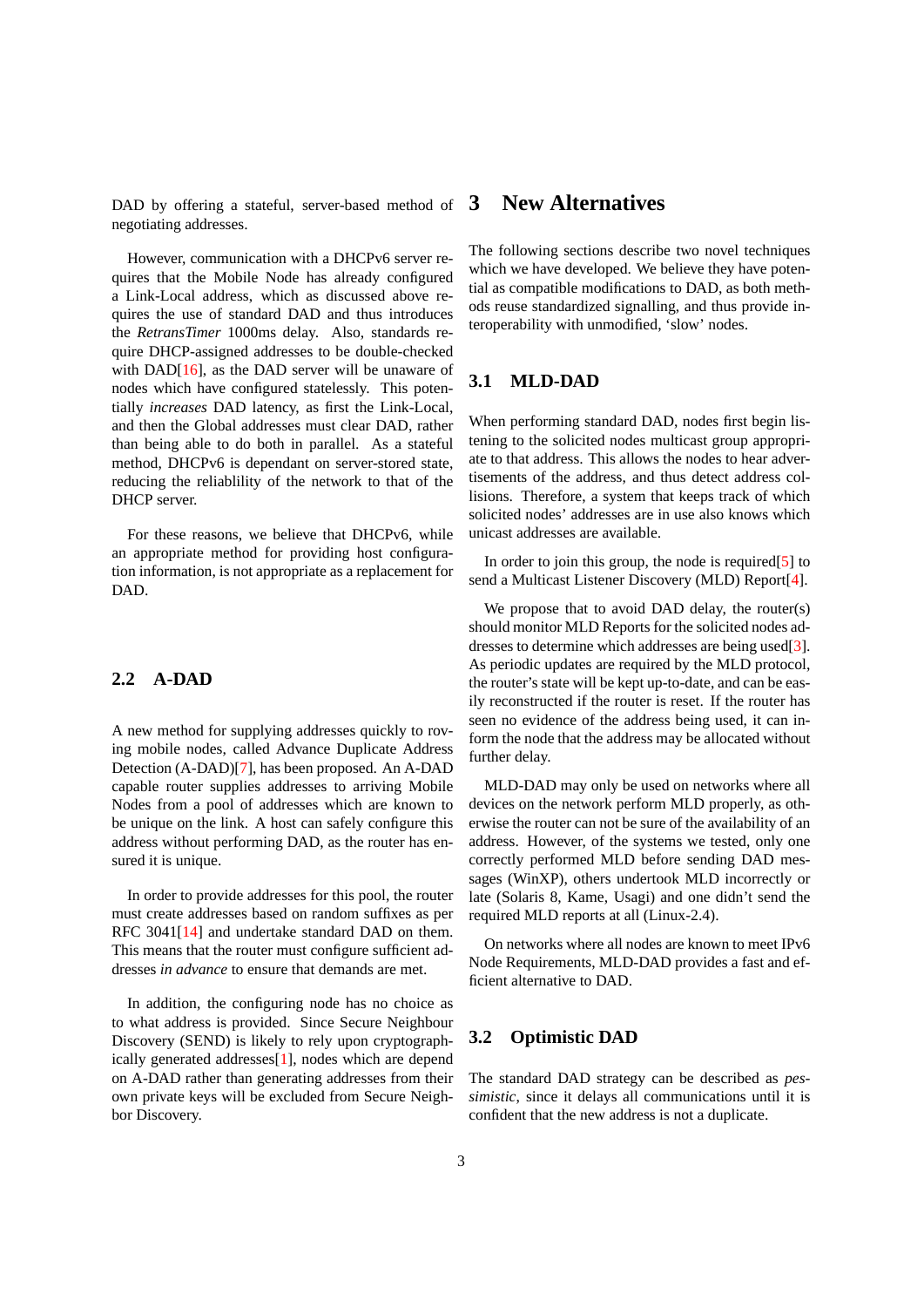DAD by offering a stateful, server-based method of negotiating addresses.

However, communication with a DHCPv6 server requires that the Mobile Node has already configured a Link-Local address, which as discussed above requires the use of standard DAD and thus introduces the *RetransTimer* 1000ms delay. Also, standards require DHCP-assigned addresses to be double-checked with DAD[16], as the DAD server will be unaware of nodes which have configured statelessly. This potentially *increases* DAD latency, as first the Link-Local, and then the Global addresses must clear DAD, rather than being able to do both in parallel. As a stateful method, DHCPv6 is dependant on server-stored state, reducing the reliablility of the network to that of the DHCP server.

For these reasons, we believe that DHCPv6, while an appropriate method for providing host configuration information, is not appropriate as a replacement for DAD.

## 2.2 A-DAD

A new method for supplying addresses quickly to roving mobile nodes, called Advance Duplicate Address Detection (A-DAD)[7], has been proposed. An A-DAD capable router supplies addresses to arriving Mobile Nodes from a pool of addresses which are known to be unique on the link. A host can safely configure this address without performing DAD, as the router has ensured it is unique.

In order to provide addresses for this pool, the router must create addresses based on random suffixes as per RFC 3041[14] and undertake standard DAD on them. This means that the router must configure sufficient addresses *in advance* to ensure that demands are met.

In addition, the configuring node has no choice as to what address is provided. Since Secure Neighbour Discovery (SEND) is likely to rely upon cryptographically generated addresses[1], nodes which are depend on A-DAD rather than generating addresses from their own private keys will be excluded from Secure Neighbor Discovery.

# 3 New Alternatives

The following sections describe two novel techniques which we have developed. We believe they have potential as compatible modifications to DAD, as both methods reuse standardized signalling, and thus provide interoperability with unmodified, 'slow' nodes.

## 3.1 MLD-DAD

When performing standard DAD, nodes first begin listening to the solicited nodes multicast group appropriate to that address. This allows the nodes to hear advertisements of the address, and thus detect address collisions. Therefore, a system that keeps track of which solicited nodes' addresses are in use also knows which unicast addresses are available.

In order to join this group, the node is required[5] to send a Multicast Listener Discovery (MLD) Report[4].

We propose that to avoid DAD delay, the router(s) should monitor MLD Reports for the solicited nodes addresses to determine which addresses are being used[3]. As periodic updates are required by the MLD protocol, the router's state will be kept up-to-date, and can be easily reconstructed if the router is reset. If the router has seen no evidence of the address being used, it can inform the node that the address may be allocated without further delay.

MLD-DAD may only be used on networks where all devices on the network perform MLD properly, as otherwise the router can not be sure of the availability of an address. However, of the systems we tested, only one correctly performed MLD before sending DAD messages (WinXP), others undertook MLD incorrectly or late (Solaris 8, Kame, Usagi) and one didn't send the required MLD reports at all (Linux-2.4).

On networks where all nodes are known to meet IPv6 Node Requirements, MLD-DAD provides a fast and efficient alternative to DAD.

## 3.2 Optimistic DAD

The standard DAD strategy can be described as *pessimistic*, since it delays all communications until it is confident that the new address is not a duplicate.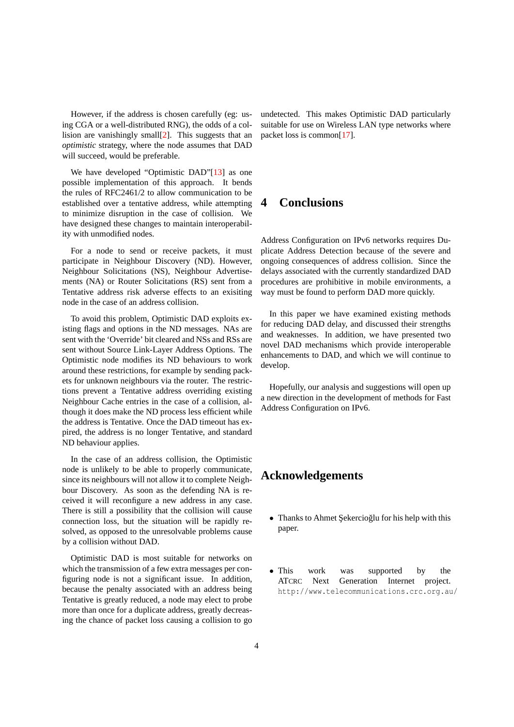However, if the address is chosen carefully (eg: using CGA or a well-distributed RNG), the odds of a collision are vanishingly small[2]. This suggests that an *optimistic* strategy, where the node assumes that DAD will succeed, would be preferable.

We have developed "Optimistic DAD"[13] as one possible implementation of this approach. It bends the rules of RFC2461/2 to allow communication to be established over a tentative address, while attempting to minimize disruption in the case of collision. We have designed these changes to maintain interoperability with unmodified nodes.

For a node to send or receive packets, it must participate in Neighbour Discovery (ND). However, Neighbour Solicitations (NS), Neighbour Advertisements (NA) or Router Solicitations (RS) sent from a Tentative address risk adverse effects to an exisiting node in the case of an address collision.

To avoid this problem, Optimistic DAD exploits existing flags and options in the ND messages. NAs are sent with the 'Override' bit cleared and NSs and RSs are sent without Source Link-Layer Address Options. The Optimistic node modifies its ND behaviours to work around these restrictions, for example by sending packets for unknown neighbours via the router. The restrictions prevent a Tentative address overriding existing Neighbour Cache entries in the case of a collision, although it does make the ND process less efficient while the address is Tentative. Once the DAD timeout has expired, the address is no longer Tentative, and standard ND behaviour applies.

In the case of an address collision, the Optimistic node is unlikely to be able to properly communicate, since its neighbours will not allow it to complete Neighbour Discovery. As soon as the defending NA is received it will reconfigure a new address in any case. There is still a possibility that the collision will cause connection loss, but the situation will be rapidly resolved, as opposed to the unresolvable problems cause by a collision without DAD.

Optimistic DAD is most suitable for networks on which the transmission of a few extra messages per configuring node is not a significant issue. In addition, because the penalty associated with an address being Tentative is greatly reduced, a node may elect to probe more than once for a duplicate address, greatly decreasing the chance of packet loss causing a collision to go undetected. This makes Optimistic DAD particularly suitable for use on Wireless LAN type networks where packet loss is common[17].

## 4 Conclusions

Address Configuration on IPv6 networks requires Duplicate Address Detection because of the severe and ongoing consequences of address collision. Since the delays associated with the currently standardized DAD procedures are prohibitive in mobile environments, a way must be found to perform DAD more quickly.

In this paper we have examined existing methods for reducing DAD delay, and discussed their strengths and weaknesses. In addition, we have presented two novel DAD mechanisms which provide interoperable enhancements to DAD, and which we will continue to develop.

Hopefully, our analysis and suggestions will open up a new direction in the development of methods for Fast Address Configuration on IPv6.

## Acknowledgements

- Thanks to Ahmet Şekercioğlu for his help with this paper.
- This work was supported by the ATCRC Next Generation Internet project. http://www.telecommunications.crc.org.au/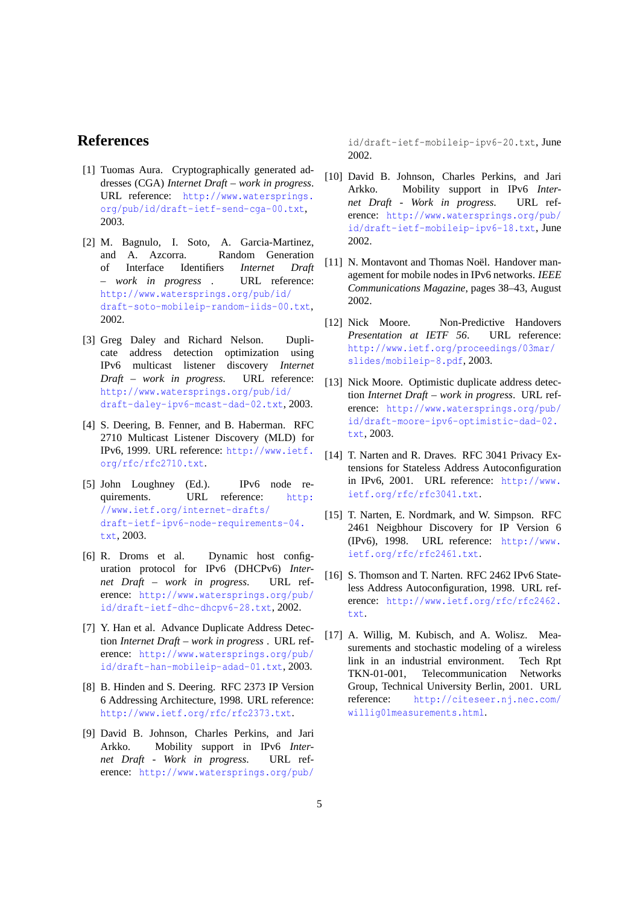## References

[1] Tuomas Aura. Cryptographically generated addresses (CGA) *Internet Draft – work in progress*. URL reference: http://www.watersprings.org/pub/id/draft-ietf-send-cga-00.txt, 2003.

[2] M. Bagnulo, I. Soto, A. Garcia-Martinez, and A. Azcorra. Random Generation of Interface Identifiers *Internet Draft – work in progress* . URL reference: http://www.watersprings.org/pub/id/draft-soto-mobileip-random-iids-00.txt, 2002.

[3] Greg Daley and Richard Nelson. Duplicate address detection optimization using IPv6 multicast listener discovery *Internet Draft – work in progress*. URL reference: http://www.watersprings.org/pub/id/draft-daley-ipv6-mcast-dad-02.txt, 2003.

[4] S. Deering, B. Fenner, and B. Haberman. RFC 2710 Multicast Listener Discovery (MLD) for IPv6, 1999. URL reference: http://www.ietf.org/rfc/rfc2710.txt.

[5] John Loughney (Ed.). IPv6 node requirements. URL reference: http://www.ietf.org/internet-drafts/draft-ietf-ipv6-node-requirements-04.txt, 2003.

[6] R. Droms et al. Dynamic host configuration protocol for IPv6 (DHCPv6) *Internet Draft – work in progress*. URL reference: http://www.watersprings.org/pub/id/draft-ietf-dhc-dhcpv6-28.txt, 2002.

[7] Y. Han et al. Advance Duplicate Address Detection *Internet Draft – work in progress* . URL reference: http://www.watersprings.org/pub/id/draft-han-mobileip-adad-01.txt, 2003.

[8] B. Hinden and S. Deering. RFC 2373 IP Version 6 Addressing Architecture, 1998. URL reference: http://www.ietf.org/rfc/rfc2373.txt.

[9] David B. Johnson, Charles Perkins, and Jari Arkko. Mobility support in IPv6 *Internet Draft - Work in progress*. URL reference: http://www.watersprings.org/pub/id/draft-ietf-mobileip-ipv6-20.txt, June 2002.

[10] David B. Johnson, Charles Perkins, and Jari Arkko. Mobility support in IPv6 *Internet Draft - Work in progress*. URL reference: http://www.watersprings.org/pub/id/draft-ietf-mobileip-ipv6-18.txt, June 2002.

[11] N. Montavont and Thomas Noël. Handover management for mobile nodes in IPv6 networks. *IEEE Communications Magazine*, pages 38–43, August 2002.

[12] Nick Moore. Non-Predictive Handovers *Presentation at IETF 56*. URL reference: http://www.ietf.org/proceedings/03mar/slides/mobileip-8.pdf, 2003.

[13] Nick Moore. Optimistic duplicate address detection *Internet Draft – work in progress*. URL reference: http://www.watersprings.org/pub/id/draft-moore-ipv6-optimistic-dad-02.txt, 2003.

[14] T. Narten and R. Draves. RFC 3041 Privacy Extensions for Stateless Address Autoconfiguration in IPv6, 2001. URL reference: http://www.ietf.org/rfc/rfc3041.txt.

[15] T. Narten, E. Nordmark, and W. Simpson. RFC 2461 Neigbhour Discovery for IP Version 6 (IPv6), 1998. URL reference: http://www.ietf.org/rfc/rfc2461.txt.

[16] S. Thomson and T. Narten. RFC 2462 IPv6 Stateless Address Autoconfiguration, 1998. URL reference: http://www.ietf.org/rfc/rfc2462.txt.

[17] A. Willig, M. Kubisch, and A. Wolisz. Measurements and stochastic modeling of a wireless link in an industrial environment. Tech Rpt TKN-01-001, Telecommunication Networks Group, Technical University Berlin, 2001. URL reference: http://citeseer.nj.nec.com/willig01measurements.html.